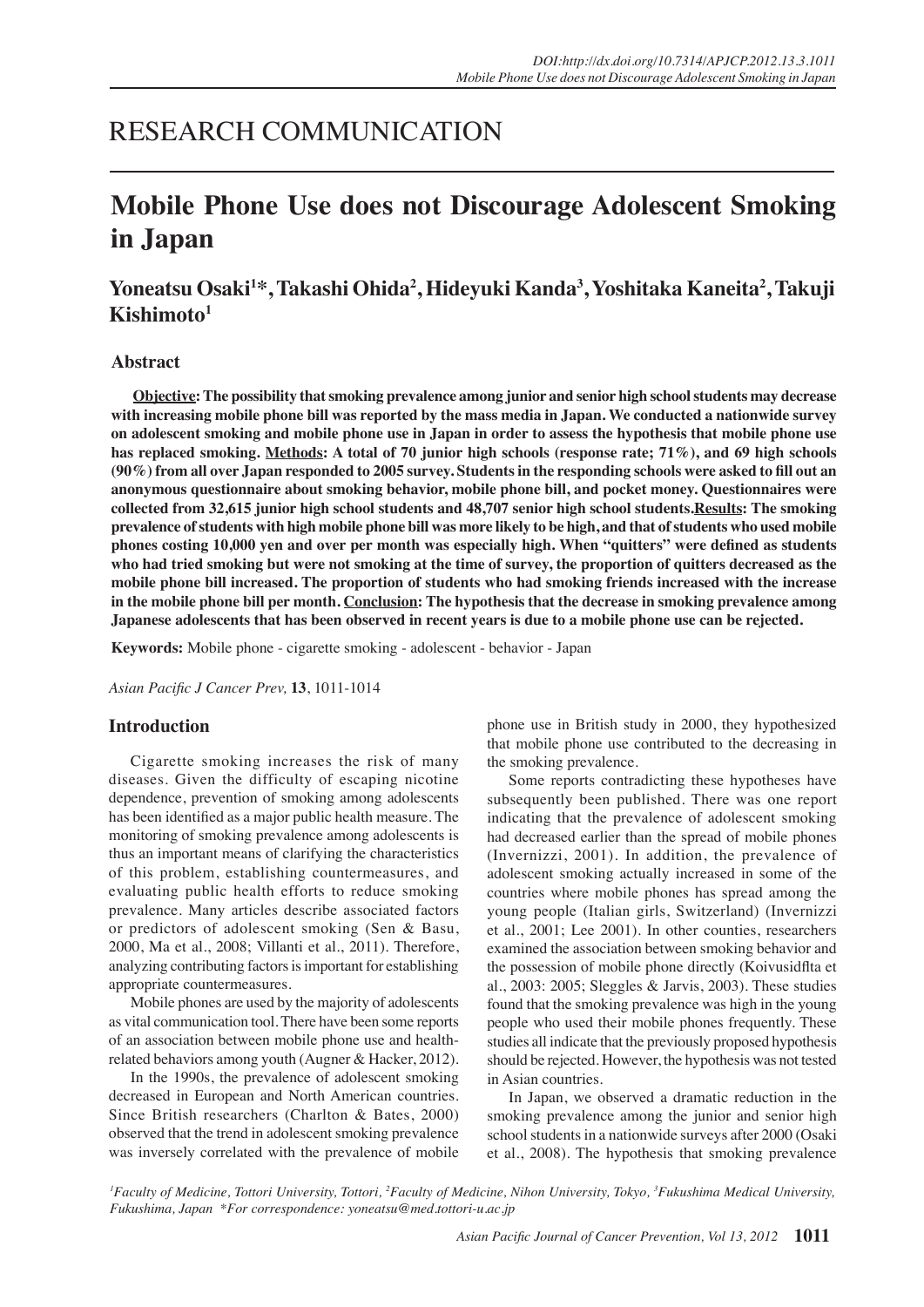RESEARCH COMMUNICATION

# Mobile Phone Use does not Discourage Adolescent Smoking in Japan

**Yoneatsu Osaki[1]*, Takashi Ohida[2], Hideyuki Kanda[3], Yoshitaka Kaneita[2], Takuji Kishimoto[1]**

## Abstract

**Objective: The possibility that smoking prevalence among junior and senior high school students may decrease with increasing mobile phone bill was reported by the mass media in Japan. We conducted a nationwide survey on adolescent smoking and mobile phone use in Japan in order to assess the hypothesis that mobile phone use has replaced smoking. Methods: A total of 70 junior high schools (response rate; 71%), and 69 high schools (90%) from all over Japan responded to 2005 survey. Students in the responding schools were asked to fill out an anonymous questionnaire about smoking behavior, mobile phone bill, and pocket money. Questionnaires were collected from 32,615 junior high school students and 48,707 senior high school students. Results: The smoking prevalence of students with high mobile phone bill was more likely to be high, and that of students who used mobile phones costing 10,000 yen and over per month was especially high. When "quitters" were defined as students who had tried smoking but were not smoking at the time of survey, the proportion of quitters decreased as the mobile phone bill increased. The proportion of students who had smoking friends increased with the increase in the mobile phone bill per month. Conclusion: The hypothesis that the decrease in smoking prevalence among Japanese adolescents that has been observed in recent years is due to a mobile phone use can be rejected.**

**Keywords:** Mobile phone - cigarette smoking - adolescent - behavior - Japan

*Asian Pacific J Cancer Prev,* **13**, 1011-1014

## Introduction

Cigarette smoking increases the risk of many diseases. Given the difficulty of escaping nicotine dependence, prevention of smoking among adolescents has been identified as a major public health measure. The monitoring of smoking prevalence among adolescents is thus an important means of clarifying the characteristics of this problem, establishing countermeasures, and evaluating public health efforts to reduce smoking prevalence. Many articles describe associated factors or predictors of adolescent smoking (Sen & Basu, 2000, Ma et al., 2008; Villanti et al., 2011). Therefore, analyzing contributing factors is important for establishing appropriate countermeasures.

Mobile phones are used by the majority of adolescents as vital communication tool. There have been some reports of an association between mobile phone use and health-related behaviors among youth (Augner & Hacker, 2012).

In the 1990s, the prevalence of adolescent smoking decreased in European and North American countries. Since British researchers (Charlton & Bates, 2000) observed that the trend in adolescent smoking prevalence was inversely correlated with the prevalence of mobile phone use in British study in 2000, they hypothesized that mobile phone use contributed to the decreasing in the smoking prevalence.

Some reports contradicting these hypotheses have subsequently been published. There was one report indicating that the prevalence of adolescent smoking had decreased earlier than the spread of mobile phones (Invernizzi, 2001). In addition, the prevalence of adolescent smoking actually increased in some of the countries where mobile phones has spread among the young people (Italian girls, Switzerland) (Invernizzi et al., 2001; Lee 2001). In other counties, researchers examined the association between smoking behavior and the possession of mobile phone directly (Koivusidflta et al., 2003: 2005; Sleggles & Jarvis, 2003). These studies found that the smoking prevalence was high in the young people who used their mobile phones frequently. These studies all indicate that the previously proposed hypothesis should be rejected. However, the hypothesis was not tested in Asian countries.

In Japan, we observed a dramatic reduction in the smoking prevalence among the junior and senior high school students in a nationwide surveys after 2000 (Osaki et al., 2008). The hypothesis that smoking prevalence

[1]Faculty of Medicine, Tottori University, Tottori, [2]Faculty of Medicine, Nihon University, Tokyo, [3]Fukushima Medical University, Fukushima, Japan *For correspondence: yoneatsu@med.tottori-u.ac.jp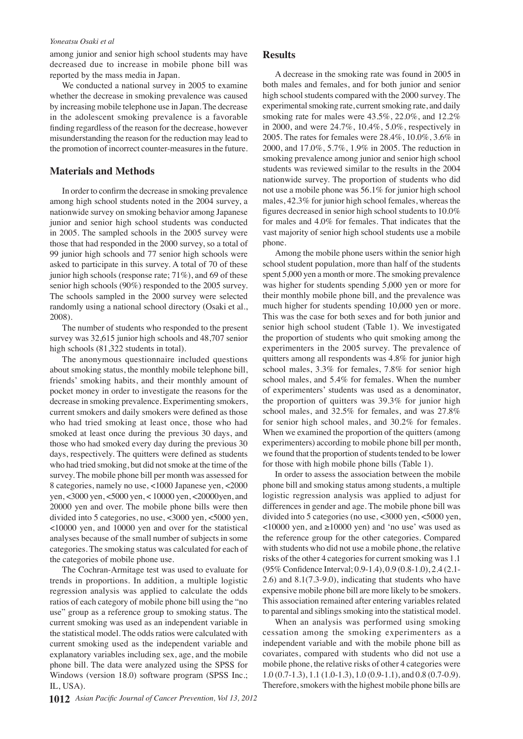among junior and senior high school students may have decreased due to increase in mobile phone bill was reported by the mass media in Japan.

We conducted a national survey in 2005 to examine whether the decrease in smoking prevalence was caused by increasing mobile telephone use in Japan. The decrease in the adolescent smoking prevalence is a favorable finding regardless of the reason for the decrease, however misunderstanding the reason for the reduction may lead to the promotion of incorrect counter-measures in the future.

## Materials and Methods

In order to confirm the decrease in smoking prevalence among high school students noted in the 2004 survey, a nationwide survey on smoking behavior among Japanese junior and senior high school students was conducted in 2005. The sampled schools in the 2005 survey were those that had responded in the 2000 survey, so a total of 99 junior high schools and 77 senior high schools were asked to participate in this survey. A total of 70 of these junior high schools (response rate; 71%), and 69 of these senior high schools (90%) responded to the 2005 survey. The schools sampled in the 2000 survey were selected randomly using a national school directory (Osaki et al., 2008).

The number of students who responded to the present survey was 32,615 junior high schools and 48,707 senior high schools (81,322 students in total).

The anonymous questionnaire included questions about smoking status, the monthly mobile telephone bill, friends' smoking habits, and their monthly amount of pocket money in order to investigate the reasons for the decrease in smoking prevalence. Experimenting smokers, current smokers and daily smokers were defined as those who had tried smoking at least once, those who had smoked at least once during the previous 30 days, and those who had smoked every day during the previous 30 days, respectively. The quitters were defined as students who had tried smoking, but did not smoke at the time of the survey. The mobile phone bill per month was assessed for 8 categories, namely no use, <1000 Japanese yen, <2000 yen, <3000 yen, <5000 yen, < 10000 yen, <20000yen, and 20000 yen and over. The mobile phone bills were then divided into 5 categories, no use, <3000 yen, <5000 yen, <10000 yen, and 10000 yen and over for the statistical analyses because of the small number of subjects in some categories. The smoking status was calculated for each of the categories of mobile phone use.

The Cochran-Armitage test was used to evaluate for trends in proportions. In addition, a multiple logistic regression analysis was applied to calculate the odds ratios of each category of mobile phone bill using the "no use" group as a reference group to smoking status. The current smoking was used as an independent variable in the statistical model. The odds ratios were calculated with current smoking used as the independent variable and explanatory variables including sex, age, and the mobile phone bill. The data were analyzed using the SPSS for Windows (version 18.0) software program (SPSS Inc.; IL, USA).

## Results

A decrease in the smoking rate was found in 2005 in both males and females, and for both junior and senior high school students compared with the 2000 survey. The experimental smoking rate, current smoking rate, and daily smoking rate for males were 43.5%, 22.0%, and 12.2% in 2000, and were 24.7%, 10.4%, 5.0%, respectively in 2005. The rates for females were 28.4%, 10.0%, 3.6% in 2000, and 17.0%, 5.7%, 1.9% in 2005. The reduction in smoking prevalence among junior and senior high school students was reviewed similar to the results in the 2004 nationwide survey. The proportion of students who did not use a mobile phone was 56.1% for junior high school males, 42.3% for junior high school females, whereas the figures decreased in senior high school students to 10.0% for males and 4.0% for females. That indicates that the vast majority of senior high school students use a mobile phone.

Among the mobile phone users within the senior high school student population, more than half of the students spent 5,000 yen a month or more. The smoking prevalence was higher for students spending 5,000 yen or more for their monthly mobile phone bill, and the prevalence was much higher for students spending 10,000 yen or more. This was the case for both sexes and for both junior and senior high school student (Table 1). We investigated the proportion of students who quit smoking among the experimenters in the 2005 survey. The prevalence of quitters among all respondents was 4.8% for junior high school males, 3.3% for females, 7.8% for senior high school males, and 5.4% for females. When the number of experimenters' students was used as a denominator, the proportion of quitters was 39.3% for junior high school males, and 32.5% for females, and was 27.8% for senior high school males, and 30.2% for females. When we examined the proportion of the quitters (among experimenters) according to mobile phone bill per month, we found that the proportion of students tended to be lower for those with high mobile phone bills (Table 1).

In order to assess the association between the mobile phone bill and smoking status among students, a multiple logistic regression analysis was applied to adjust for differences in gender and age. The mobile phone bill was divided into 5 categories (no use, <3000 yen, <5000 yen, <10000 yen, and ≥10000 yen) and 'no use' was used as the reference group for the other categories. Compared with students who did not use a mobile phone, the relative risks of the other 4 categories for current smoking was 1.1 (95% Confidence Interval; 0.9-1.4), 0.9 (0.8-1.0), 2.4 (2.1-2.6) and 8.1(7.3-9.0), indicating that students who have expensive mobile phone bill are more likely to be smokers. This association remained after entering variables related to parental and siblings smoking into the statistical model.

When an analysis was performed using smoking cessation among the smoking experimenters as a independent variable and with the mobile phone bill as covariates, compared with students who did not use a mobile phone, the relative risks of other 4 categories were 1.0 (0.7-1.3), 1.1 (1.0-1.3), 1.0 (0.9-1.1), and 0.8 (0.7-0.9). Therefore, smokers with the highest mobile phone bills are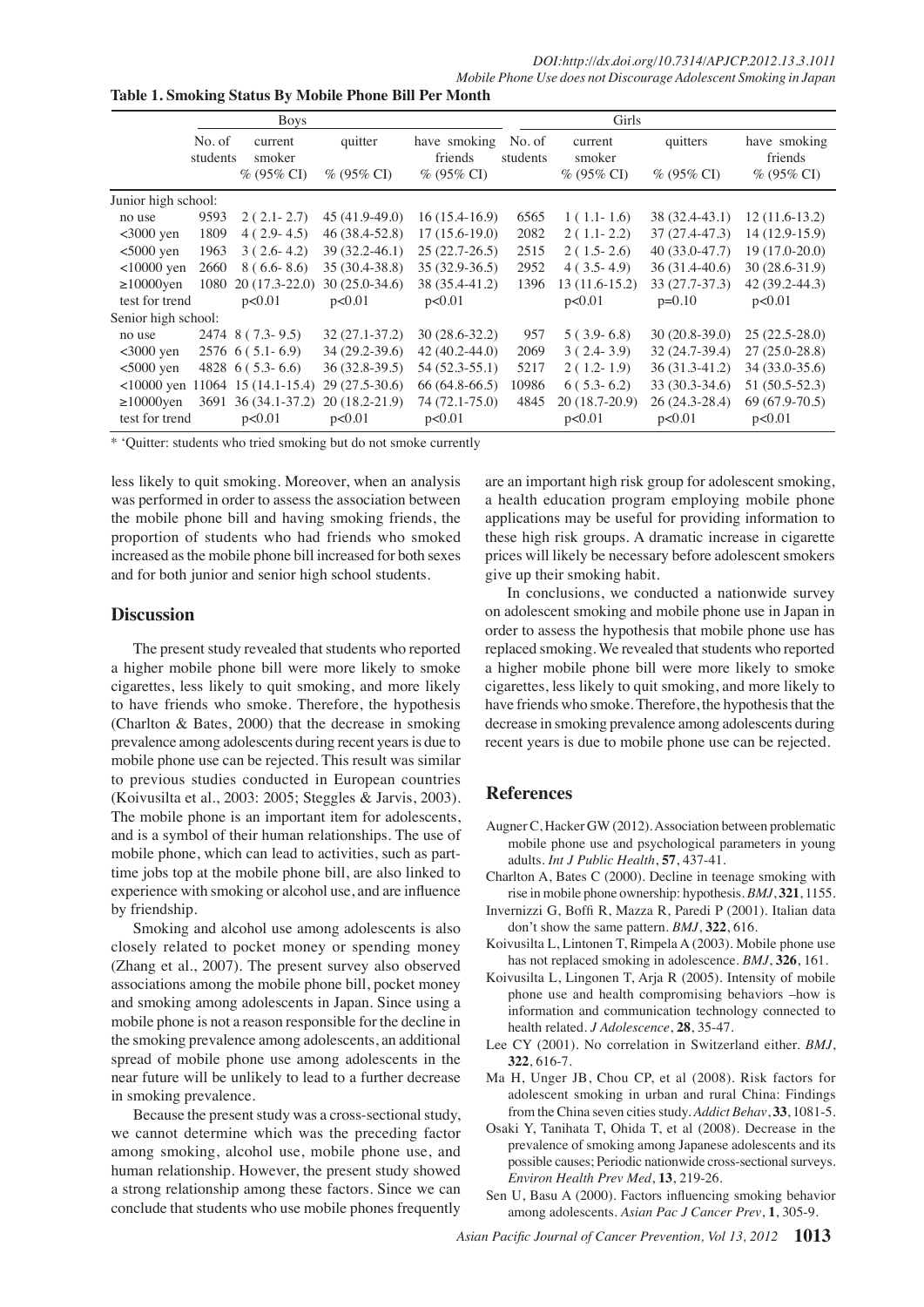**Table 1. Smoking Status By Mobile Phone Bill Per Month**

| | Boys | | | | Girls | | | |
|---|---|---|---|---|---|---|---|---|
| | No. of students | current smoker % (95% CI) | quitter % (95% CI) | have smoking friends % (95% CI) | No. of students | current smoker % (95% CI) | quitters % (95% CI) | have smoking friends % (95% CI) |
| Junior high school: | | | | | | | | |
| no use | 9593 | 2 ( 2.1- 2.7) | 45 (41.9-49.0) | 16 (15.4-16.9) | 6565 | 1 ( 1.1- 1.6) | 38 (32.4-43.1) | 12 (11.6-13.2) |
| <3000 yen | 1809 | 4 ( 2.9- 4.5) | 46 (38.4-52.8) | 17 (15.6-19.0) | 2082 | 2 ( 1.1- 2.2) | 37 (27.4-47.3) | 14 (12.9-15.9) |
| <5000 yen | 1963 | 3 ( 2.6- 4.2) | 39 (32.2-46.1) | 25 (22.7-26.5) | 2515 | 2 ( 1.5- 2.6) | 40 (33.0-47.7) | 19 (17.0-20.0) |
| <10000 yen | 2660 | 8 ( 6.6- 8.6) | 35 (30.4-38.8) | 35 (32.9-36.5) | 2952 | 4 ( 3.5- 4.9) | 36 (31.4-40.6) | 30 (28.6-31.9) |
| ≥10000yen | 1080 | 20 (17.3-22.0) | 30 (25.0-34.6) | 38 (35.4-41.2) | 1396 | 13 (11.6-15.2) | 33 (27.7-37.3) | 42 (39.2-44.3) |
| test for trend | | p<0.01 | p<0.01 | p<0.01 | | p<0.01 | p=0.10 | p<0.01 |
| Senior high school: | | | | | | | | |
| no use | 2474 | 8 ( 7.3- 9.5) | 32 (27.1-37.2) | 30 (28.6-32.2) | 957 | 5 ( 3.9- 6.8) | 30 (20.8-39.0) | 25 (22.5-28.0) |
| <3000 yen | 2576 | 6 ( 5.1- 6.9) | 34 (29.2-39.6) | 42 (40.2-44.0) | 2069 | 3 ( 2.4- 3.9) | 32 (24.7-39.4) | 27 (25.0-28.8) |
| <5000 yen | 4828 | 6 ( 5.3- 6.6) | 36 (32.8-39.5) | 54 (52.3-55.1) | 5217 | 2 ( 1.2- 1.9) | 36 (31.3-41.2) | 34 (33.0-35.6) |
| <10000 yen | 11064 | 15 (14.1-15.4) | 29 (27.5-30.6) | 66 (64.8-66.5) | 10986 | 6 ( 5.3- 6.2) | 33 (30.3-34.6) | 51 (50.5-52.3) |
| ≥10000yen | 3691 | 36 (34.1-37.2) | 20 (18.2-21.9) | 74 (72.1-75.0) | 4845 | 20 (18.7-20.9) | 26 (24.3-28.4) | 69 (67.9-70.5) |
| test for trend | | p<0.01 | p<0.01 | p<0.01 | | p<0.01 | p<0.01 | p<0.01 |

* 'Quitter: students who tried smoking but do not smoke currently

less likely to quit smoking. Moreover, when an analysis was performed in order to assess the association between the mobile phone bill and having smoking friends, the proportion of students who had friends who smoked increased as the mobile phone bill increased for both sexes and for both junior and senior high school students.

## Discussion

The present study revealed that students who reported a higher mobile phone bill were more likely to smoke cigarettes, less likely to quit smoking, and more likely to have friends who smoke. Therefore, the hypothesis (Charlton & Bates, 2000) that the decrease in smoking prevalence among adolescents during recent years is due to mobile phone use can be rejected. This result was similar to previous studies conducted in European countries (Koivusilta et al., 2003: 2005; Steggles & Jarvis, 2003). The mobile phone is an important item for adolescents, and is a symbol of their human relationships. The use of mobile phone, which can lead to activities, such as part-time jobs top at the mobile phone bill, are also linked to experience with smoking or alcohol use, and are influence by friendship.

Smoking and alcohol use among adolescents is also closely related to pocket money or spending money (Zhang et al., 2007). The present survey also observed associations among the mobile phone bill, pocket money and smoking among adolescents in Japan. Since using a mobile phone is not a reason responsible for the decline in the smoking prevalence among adolescents, an additional spread of mobile phone use among adolescents in the near future will be unlikely to lead to a further decrease in smoking prevalence.

Because the present study was a cross-sectional study, we cannot determine which was the preceding factor among smoking, alcohol use, mobile phone use, and human relationship. However, the present study showed a strong relationship among these factors. Since we can conclude that students who use mobile phones frequently are an important high risk group for adolescent smoking, a health education program employing mobile phone applications may be useful for providing information to these high risk groups. A dramatic increase in cigarette prices will likely be necessary before adolescent smokers give up their smoking habit.

In conclusions, we conducted a nationwide survey on adolescent smoking and mobile phone use in Japan in order to assess the hypothesis that mobile phone use has replaced smoking. We revealed that students who reported a higher mobile phone bill were more likely to smoke cigarettes, less likely to quit smoking, and more likely to have friends who smoke. Therefore, the hypothesis that the decrease in smoking prevalence among adolescents during recent years is due to mobile phone use can be rejected.

## References

Augner C, Hacker GW (2012). Association between problematic mobile phone use and psychological parameters in young adults. *Int J Public Health*, **57**, 437-41.

Charlton A, Bates C (2000). Decline in teenage smoking with rise in mobile phone ownership: hypothesis. *BMJ*, **321**, 1155.

Invernizzi G, Boffi R, Mazza R, Paredi P (2001). Italian data don't show the same pattern. *BMJ*, **322**, 616.

Koivusilta L, Lintonen T, Rimpela A (2003). Mobile phone use has not replaced smoking in adolescence. *BMJ*, **326**, 161.

Koivusilta L, Lingonen T, Arja R (2005). Intensity of mobile phone use and health compromising behaviors –how is information and communication technology connected to health related. *J Adolescence*, **28**, 35-47.

Lee CY (2001). No correlation in Switzerland either. *BMJ*, **322**, 616-7.

Ma H, Unger JB, Chou CP, et al (2008). Risk factors for adolescent smoking in urban and rural China: Findings from the China seven cities study. *Addict Behav*, **33**, 1081-5.

Osaki Y, Tanihata T, Ohida T, et al (2008). Decrease in the prevalence of smoking among Japanese adolescents and its possible causes; Periodic nationwide cross-sectional surveys. *Environ Health Prev Med*, **13**, 219-26.

Sen U, Basu A (2000). Factors influencing smoking behavior among adolescents. *Asian Pac J Cancer Prev*, **1**, 305-9.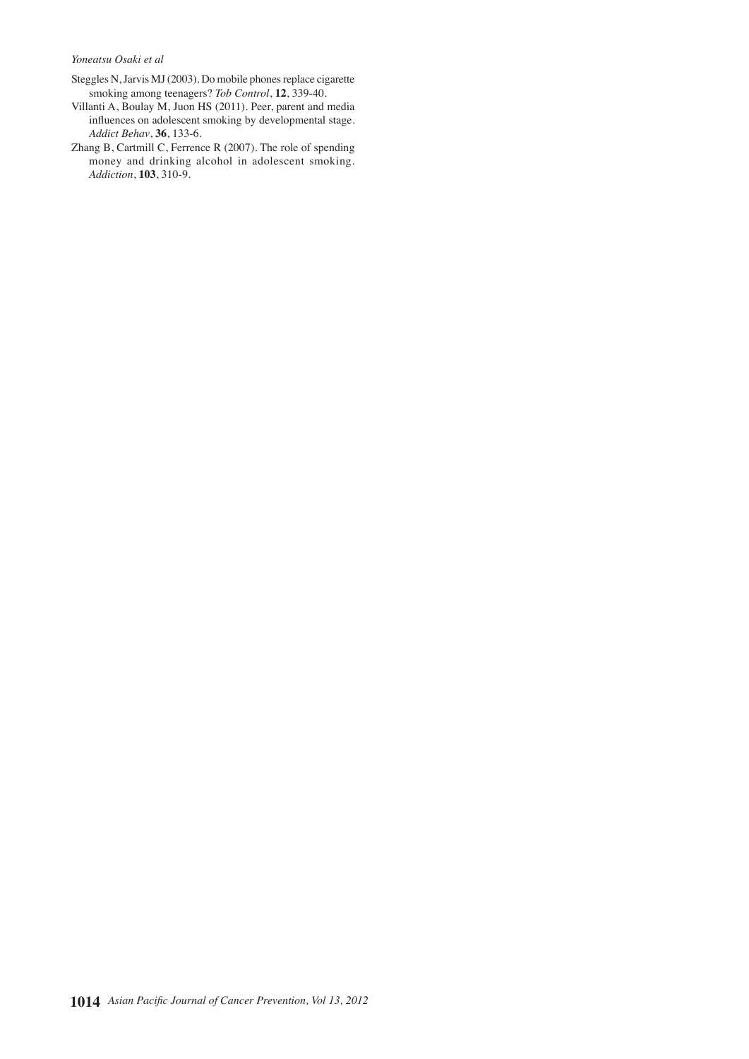Steggles N, Jarvis MJ (2003). Do mobile phones replace cigarette smoking among teenagers? *Tob Control*, **12**, 339-40.

Villanti A, Boulay M, Juon HS (2011). Peer, parent and media influences on adolescent smoking by developmental stage. *Addict Behav*, **36**, 133-6.

Zhang B, Cartmill C, Ferrence R (2007). The role of spending money and drinking alcohol in adolescent smoking. *Addiction*, **103**, 310-9.